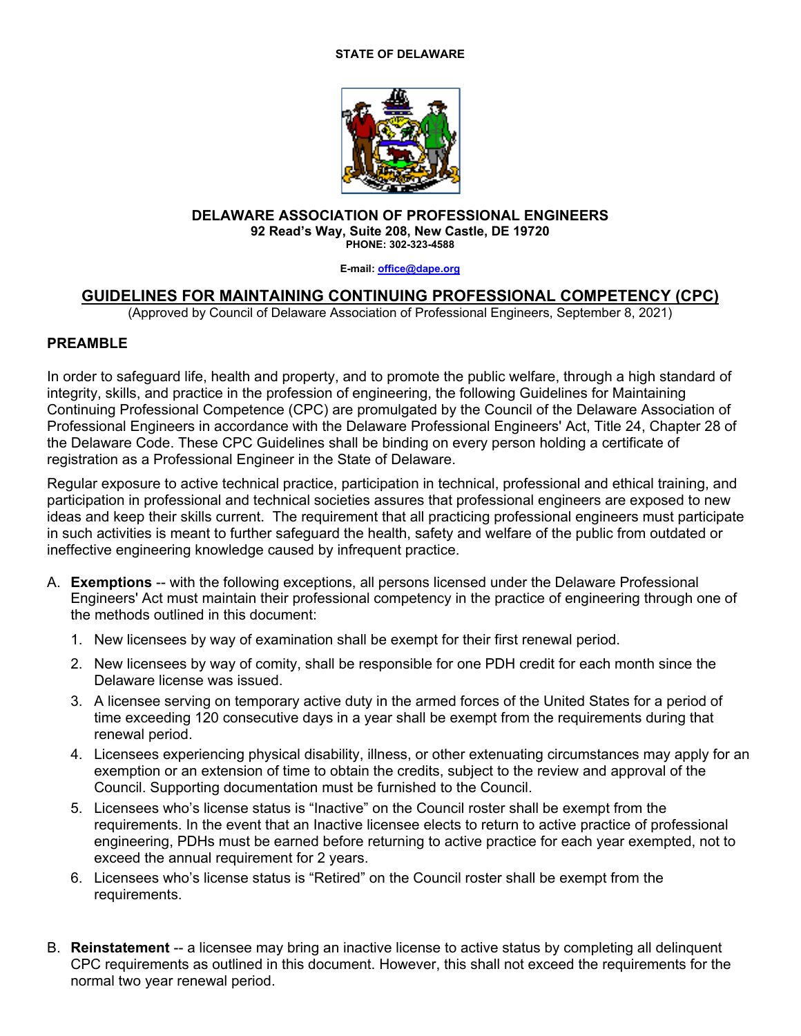**STATE OF DELAWARE**

# DELAWARE ASSOCIATION OF PROFESSIONAL ENGINEERS

**92 Read's Way, Suite 208, New Castle, DE 19720**

**PHONE: 302-323-4588**

**E-mail: office@dape.org**

## GUIDELINES FOR MAINTAINING CONTINUING PROFESSIONAL COMPETENCY (CPC)

(Approved by Council of Delaware Association of Professional Engineers, September 8, 2021)

### PREAMBLE

In order to safeguard life, health and property, and to promote the public welfare, through a high standard of integrity, skills, and practice in the profession of engineering, the following Guidelines for Maintaining Continuing Professional Competence (CPC) are promulgated by the Council of the Delaware Association of Professional Engineers in accordance with the Delaware Professional Engineers' Act, Title 24, Chapter 28 of the Delaware Code. These CPC Guidelines shall be binding on every person holding a certificate of registration as a Professional Engineer in the State of Delaware.

Regular exposure to active technical practice, participation in technical, professional and ethical training, and participation in professional and technical societies assures that professional engineers are exposed to new ideas and keep their skills current. The requirement that all practicing professional engineers must participate in such activities is meant to further safeguard the health, safety and welfare of the public from outdated or ineffective engineering knowledge caused by infrequent practice.

A. **Exemptions** -- with the following exceptions, all persons licensed under the Delaware Professional Engineers' Act must maintain their professional competency in the practice of engineering through one of the methods outlined in this document:

   1. New licensees by way of examination shall be exempt for their first renewal period.
   2. New licensees by way of comity, shall be responsible for one PDH credit for each month since the Delaware license was issued.
   3. A licensee serving on temporary active duty in the armed forces of the United States for a period of time exceeding 120 consecutive days in a year shall be exempt from the requirements during that renewal period.
   4. Licensees experiencing physical disability, illness, or other extenuating circumstances may apply for an exemption or an extension of time to obtain the credits, subject to the review and approval of the Council. Supporting documentation must be furnished to the Council.
   5. Licensees who's license status is "Inactive" on the Council roster shall be exempt from the requirements. In the event that an Inactive licensee elects to return to active practice of professional engineering, PDHs must be earned before returning to active practice for each year exempted, not to exceed the annual requirement for 2 years.
   6. Licensees who's license status is "Retired" on the Council roster shall be exempt from the requirements.

B. **Reinstatement** -- a licensee may bring an inactive license to active status by completing all delinquent CPC requirements as outlined in this document. However, this shall not exceed the requirements for the normal two year renewal period.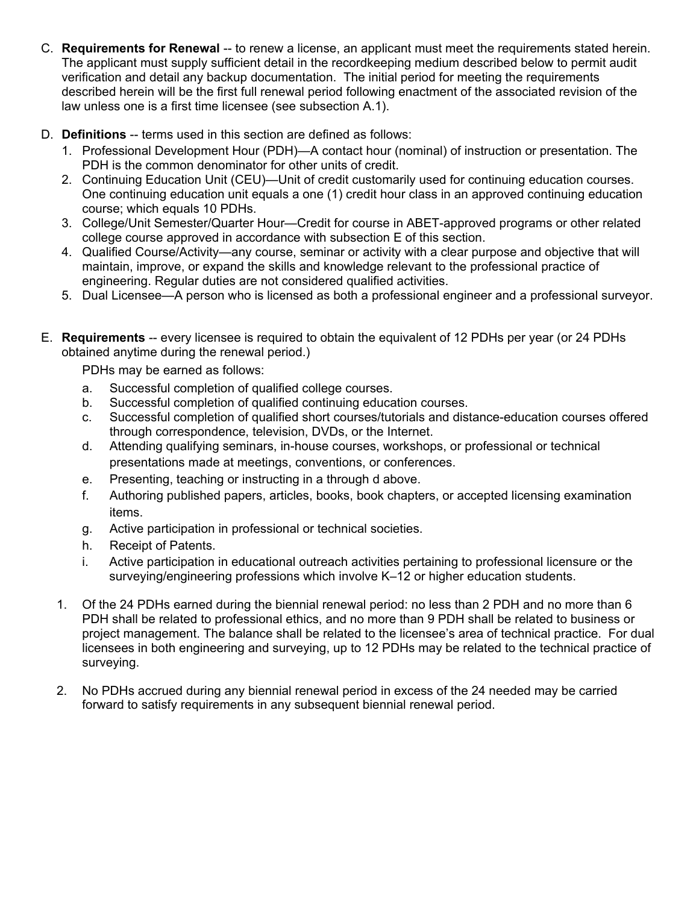C. **Requirements for Renewal** -- to renew a license, an applicant must meet the requirements stated herein. The applicant must supply sufficient detail in the recordkeeping medium described below to permit audit verification and detail any backup documentation. The initial period for meeting the requirements described herein will be the first full renewal period following enactment of the associated revision of the law unless one is a first time licensee (see subsection A.1).

D. **Definitions** -- terms used in this section are defined as follows:
   1. Professional Development Hour (PDH)—A contact hour (nominal) of instruction or presentation. The PDH is the common denominator for other units of credit.
   2. Continuing Education Unit (CEU)—Unit of credit customarily used for continuing education courses. One continuing education unit equals a one (1) credit hour class in an approved continuing education course; which equals 10 PDHs.
   3. College/Unit Semester/Quarter Hour—Credit for course in ABET-approved programs or other related college course approved in accordance with subsection E of this section.
   4. Qualified Course/Activity—any course, seminar or activity with a clear purpose and objective that will maintain, improve, or expand the skills and knowledge relevant to the professional practice of engineering. Regular duties are not considered qualified activities.
   5. Dual Licensee—A person who is licensed as both a professional engineer and a professional surveyor.

E. **Requirements** -- every licensee is required to obtain the equivalent of 12 PDHs per year (or 24 PDHs obtained anytime during the renewal period.)

   PDHs may be earned as follows:

   a. Successful completion of qualified college courses.
   b. Successful completion of qualified continuing education courses.
   c. Successful completion of qualified short courses/tutorials and distance-education courses offered through correspondence, television, DVDs, or the Internet.
   d. Attending qualifying seminars, in-house courses, workshops, or professional or technical presentations made at meetings, conventions, or conferences.
   e. Presenting, teaching or instructing in a through d above.
   f. Authoring published papers, articles, books, book chapters, or accepted licensing examination items.
   g. Active participation in professional or technical societies.
   h. Receipt of Patents.
   i. Active participation in educational outreach activities pertaining to professional licensure or the surveying/engineering professions which involve K–12 or higher education students.

   1. Of the 24 PDHs earned during the biennial renewal period: no less than 2 PDH and no more than 6 PDH shall be related to professional ethics, and no more than 9 PDH shall be related to business or project management. The balance shall be related to the licensee's area of technical practice. For dual licensees in both engineering and surveying, up to 12 PDHs may be related to the technical practice of surveying.

   2. No PDHs accrued during any biennial renewal period in excess of the 24 needed may be carried forward to satisfy requirements in any subsequent biennial renewal period.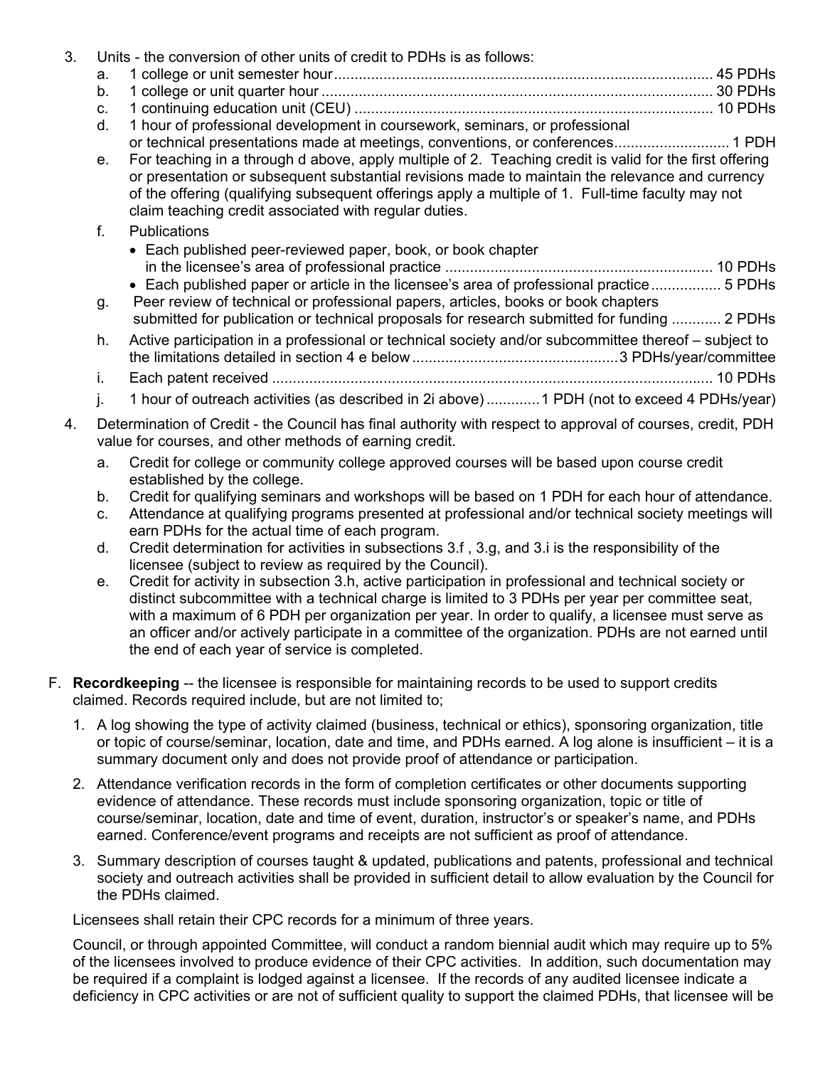3. Units - the conversion of other units of credit to PDHs is as follows:
   a. 1 college or unit semester hour........................................................................................... 45 PDHs
   b. 1 college or unit quarter hour .............................................................................................. 30 PDHs
   c. 1 continuing education unit (CEU) ...................................................................................... 10 PDHs
   d. 1 hour of professional development in coursework, seminars, or professional or technical presentations made at meetings, conventions, or conferences............................ 1 PDH
   e. For teaching in a through d above, apply multiple of 2. Teaching credit is valid for the first offering or presentation or subsequent substantial revisions made to maintain the relevance and currency of the offering (qualifying subsequent offerings apply a multiple of 1. Full-time faculty may not claim teaching credit associated with regular duties.
   f. Publications
      - Each published peer-reviewed paper, book, or book chapter in the licensee's area of professional practice ................................................................ 10 PDHs
      - Each published paper or article in the licensee's area of professional practice................. 5 PDHs
   g. Peer review of technical or professional papers, articles, books or book chapters submitted for publication or technical proposals for research submitted for funding ............ 2 PDHs
   h. Active participation in a professional or technical society and/or subcommittee thereof – subject to the limitations detailed in section 4 e below..................................................3 PDHs/year/committee
   i. Each patent received .......................................................................................................... 10 PDHs
   j. 1 hour of outreach activities (as described in 2i above).............1 PDH (not to exceed 4 PDHs/year)

4. Determination of Credit - the Council has final authority with respect to approval of courses, credit, PDH value for courses, and other methods of earning credit.
   a. Credit for college or community college approved courses will be based upon course credit established by the college.
   b. Credit for qualifying seminars and workshops will be based on 1 PDH for each hour of attendance.
   c. Attendance at qualifying programs presented at professional and/or technical society meetings will earn PDHs for the actual time of each program.
   d. Credit determination for activities in subsections 3.f , 3.g, and 3.i is the responsibility of the licensee (subject to review as required by the Council).
   e. Credit for activity in subsection 3.h, active participation in professional and technical society or distinct subcommittee with a technical charge is limited to 3 PDHs per year per committee seat, with a maximum of 6 PDH per organization per year. In order to qualify, a licensee must serve as an officer and/or actively participate in a committee of the organization. PDHs are not earned until the end of each year of service is completed.

F. **Recordkeeping** -- the licensee is responsible for maintaining records to be used to support credits claimed. Records required include, but are not limited to;

   1. A log showing the type of activity claimed (business, technical or ethics), sponsoring organization, title or topic of course/seminar, location, date and time, and PDHs earned. A log alone is insufficient – it is a summary document only and does not provide proof of attendance or participation.

   2. Attendance verification records in the form of completion certificates or other documents supporting evidence of attendance. These records must include sponsoring organization, topic or title of course/seminar, location, date and time of event, duration, instructor's or speaker's name, and PDHs earned. Conference/event programs and receipts are not sufficient as proof of attendance.

   3. Summary description of courses taught & updated, publications and patents, professional and technical society and outreach activities shall be provided in sufficient detail to allow evaluation by the Council for the PDHs claimed.

   Licensees shall retain their CPC records for a minimum of three years.

   Council, or through appointed Committee, will conduct a random biennial audit which may require up to 5% of the licensees involved to produce evidence of their CPC activities. In addition, such documentation may be required if a complaint is lodged against a licensee. If the records of any audited licensee indicate a deficiency in CPC activities or are not of sufficient quality to support the claimed PDHs, that licensee will be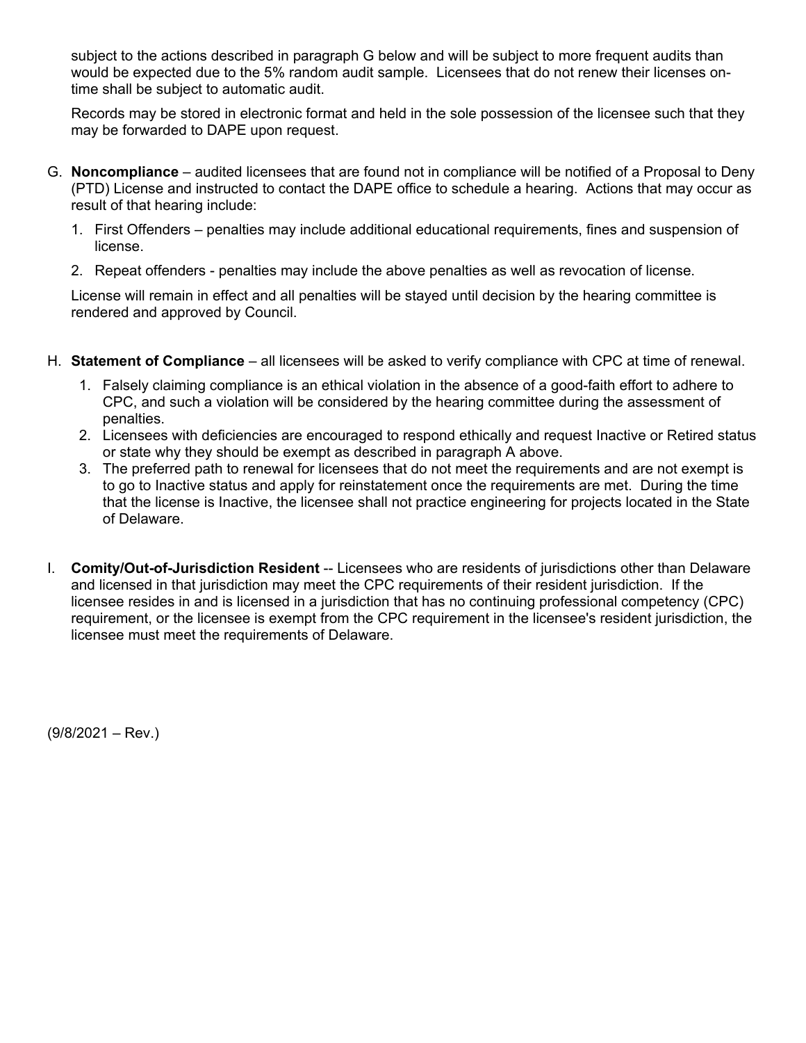subject to the actions described in paragraph G below and will be subject to more frequent audits than would be expected due to the 5% random audit sample. Licensees that do not renew their licenses on-time shall be subject to automatic audit.

Records may be stored in electronic format and held in the sole possession of the licensee such that they may be forwarded to DAPE upon request.

G. **Noncompliance** – audited licensees that are found not in compliance will be notified of a Proposal to Deny (PTD) License and instructed to contact the DAPE office to schedule a hearing. Actions that may occur as result of that hearing include:

   1. First Offenders – penalties may include additional educational requirements, fines and suspension of license.
   2. Repeat offenders - penalties may include the above penalties as well as revocation of license.

   License will remain in effect and all penalties will be stayed until decision by the hearing committee is rendered and approved by Council.

H. **Statement of Compliance** – all licensees will be asked to verify compliance with CPC at time of renewal.

   1. Falsely claiming compliance is an ethical violation in the absence of a good-faith effort to adhere to CPC, and such a violation will be considered by the hearing committee during the assessment of penalties.
   2. Licensees with deficiencies are encouraged to respond ethically and request Inactive or Retired status or state why they should be exempt as described in paragraph A above.
   3. The preferred path to renewal for licensees that do not meet the requirements and are not exempt is to go to Inactive status and apply for reinstatement once the requirements are met. During the time that the license is Inactive, the licensee shall not practice engineering for projects located in the State of Delaware.

I. **Comity/Out-of-Jurisdiction Resident** -- Licensees who are residents of jurisdictions other than Delaware and licensed in that jurisdiction may meet the CPC requirements of their resident jurisdiction. If the licensee resides in and is licensed in a jurisdiction that has no continuing professional competency (CPC) requirement, or the licensee is exempt from the CPC requirement in the licensee's resident jurisdiction, the licensee must meet the requirements of Delaware.

(9/8/2021 – Rev.)